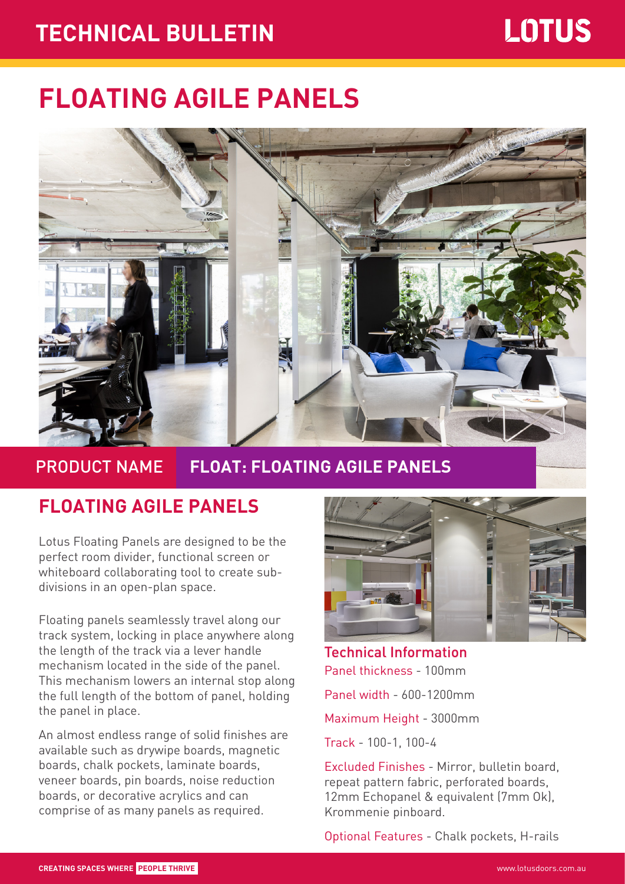# TECHNICAL BULLETIN

LOTUS

# FLOATING AGILE PANELS

PRODUCT NAME **FLOAT: FLOATING AGILE PANELS**

## FLOATING AGILE PANELS

Lotus Floating Panels are designed to be the perfect room divider, functional screen or whiteboard collaborating tool to create sub-divisions in an open-plan space.

Floating panels seamlessly travel along our track system, locking in place anywhere along the length of the track via a lever handle mechanism located in the side of the panel. This mechanism lowers an internal stop along the full length of the bottom of panel, holding the panel in place.

An almost endless range of solid finishes are available such as drywipe boards, magnetic boards, chalk pockets, laminate boards, veneer boards, pin boards, noise reduction boards, or decorative acrylics and can comprise of as many panels as required.

### Technical Information

Panel thickness - 100mm

Panel width - 600-1200mm

Maximum Height - 3000mm

Track - 100-1, 100-4

Excluded Finishes - Mirror, bulletin board, repeat pattern fabric, perforated boards, 12mm Echopanel & equivalent (7mm Ok), Krommenie pinboard.

Optional Features - Chalk pockets, H-rails

CREATING SPACES WHERE **PEOPLE THRIVE**

www.lotusdoors.com.au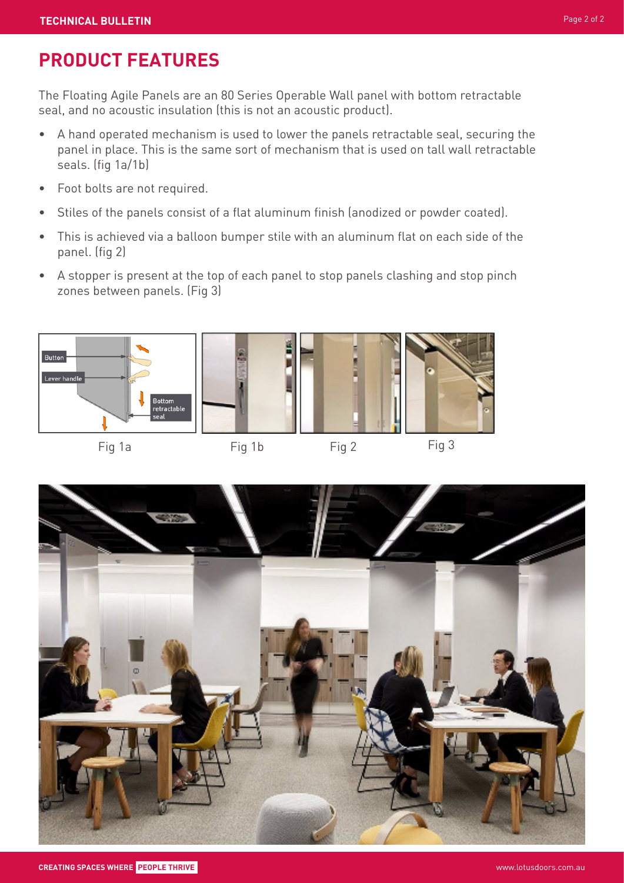## PRODUCT FEATURES

The Floating Agile Panels are an 80 Series Operable Wall panel with bottom retractable seal, and no acoustic insulation (this is not an acoustic product).

- A hand operated mechanism is used to lower the panels retractable seal, securing the panel in place. This is the same sort of mechanism that is used on tall wall retractable seals. (fig 1a/1b)
- Foot bolts are not required.
- Stiles of the panels consist of a flat aluminum finish (anodized or powder coated).
- This is achieved via a balloon bumper stile with an aluminum flat on each side of the panel. (fig 2)
- A stopper is present at the top of each panel to stop panels clashing and stop pinch zones between panels. (Fig 3)

Button

Lever handle

Bottom retractable seal

Fig 1a

Fig 1b

Fig 2

Fig 3